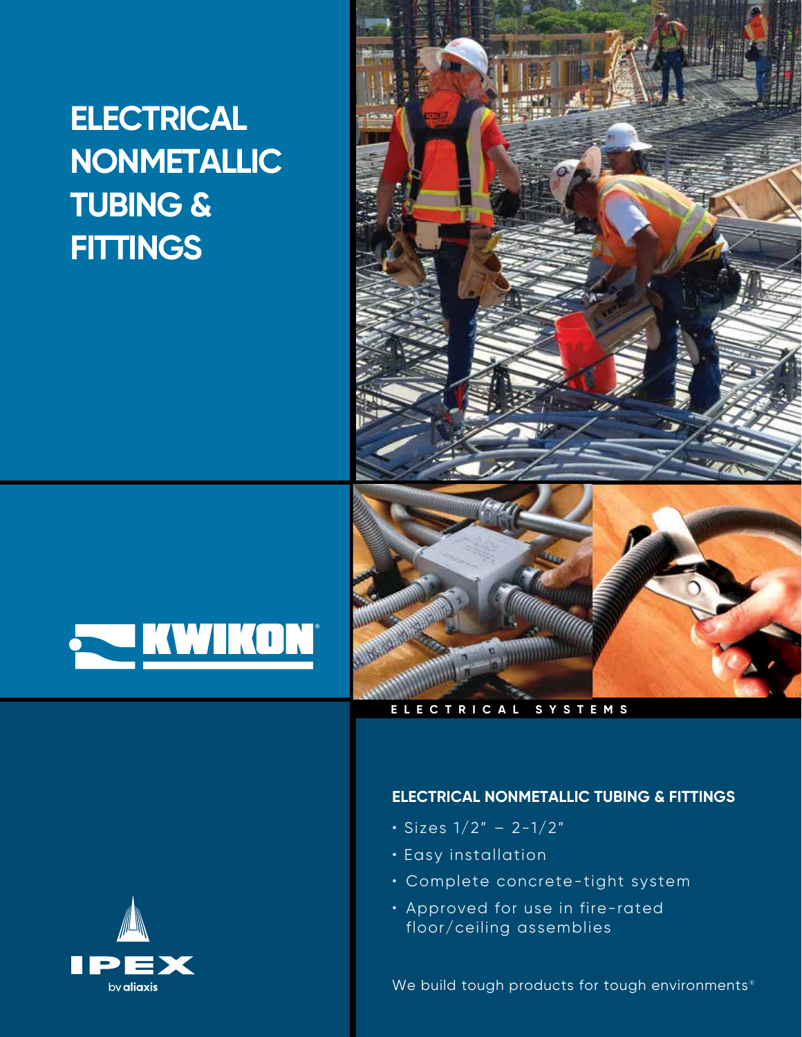# ELECTRICAL NONMETALLIC TUBING & FITTINGS

KWIKON®

ELECTRICAL SYSTEMS

## ELECTRICAL NONMETALLIC TUBING & FITTINGS

- Sizes 1/2" – 2-1/2"
- Easy installation
- Complete concrete-tight system
- Approved for use in fire-rated floor/ceiling assemblies

We build tough products for tough environments®

IPEX by aliaxis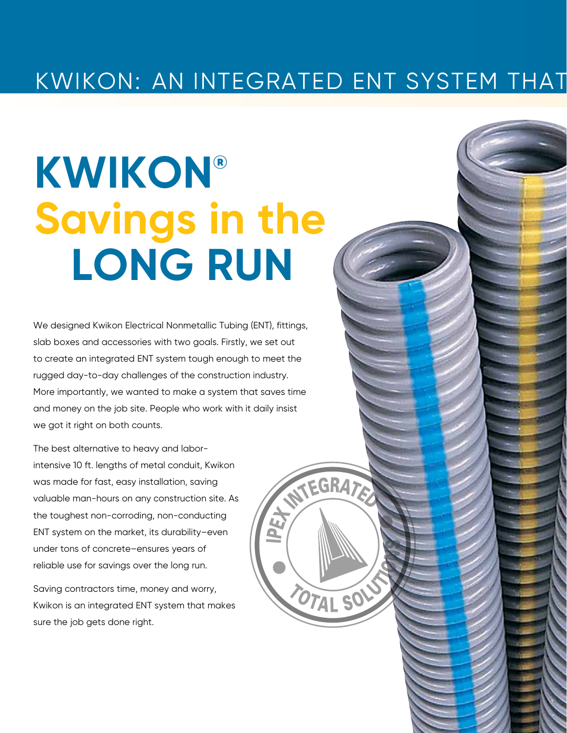# KWIKON: AN INTEGRATED ENT SYSTEM THAT

# KWIKON® Savings in the LONG RUN

We designed Kwikon Electrical Nonmetallic Tubing (ENT), fittings, slab boxes and accessories with two goals. Firstly, we set out to create an integrated ENT system tough enough to meet the rugged day-to-day challenges of the construction industry. More importantly, we wanted to make a system that saves time and money on the job site. People who work with it daily insist we got it right on both counts.

The best alternative to heavy and labor-intensive 10 ft. lengths of metal conduit, Kwikon was made for fast, easy installation, saving valuable man-hours on any construction site. As the toughest non-corroding, non-conducting ENT system on the market, its durability–even under tons of concrete–ensures years of reliable use for savings over the long run.

Saving contractors time, money and worry, Kwikon is an integrated ENT system that makes sure the job gets done right.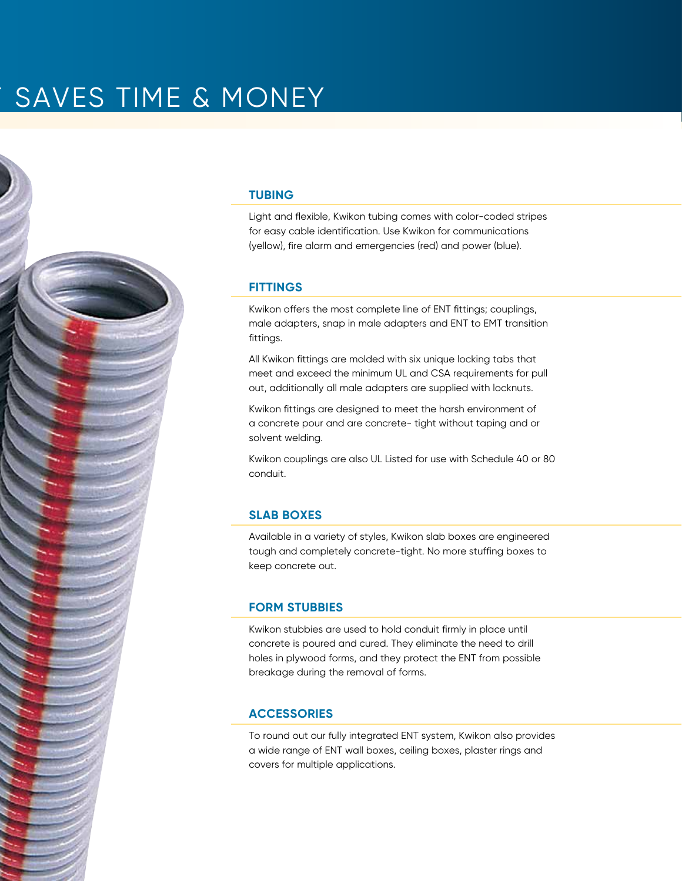# SAVES TIME & MONEY

## TUBING

Light and flexible, Kwikon tubing comes with color-coded stripes for easy cable identification. Use Kwikon for communications (yellow), fire alarm and emergencies (red) and power (blue).

## FITTINGS

Kwikon offers the most complete line of ENT fittings; couplings, male adapters, snap in male adapters and ENT to EMT transition fittings.

All Kwikon fittings are molded with six unique locking tabs that meet and exceed the minimum UL and CSA requirements for pull out, additionally all male adapters are supplied with locknuts.

Kwikon fittings are designed to meet the harsh environment of a concrete pour and are concrete- tight without taping and or solvent welding.

Kwikon couplings are also UL Listed for use with Schedule 40 or 80 conduit.

## SLAB BOXES

Available in a variety of styles, Kwikon slab boxes are engineered tough and completely concrete-tight. No more stuffing boxes to keep concrete out.

## FORM STUBBIES

Kwikon stubbies are used to hold conduit firmly in place until concrete is poured and cured. They eliminate the need to drill holes in plywood forms, and they protect the ENT from possible breakage during the removal of forms.

## ACCESSORIES

To round out our fully integrated ENT system, Kwikon also provides a wide range of ENT wall boxes, ceiling boxes, plaster rings and covers for multiple applications.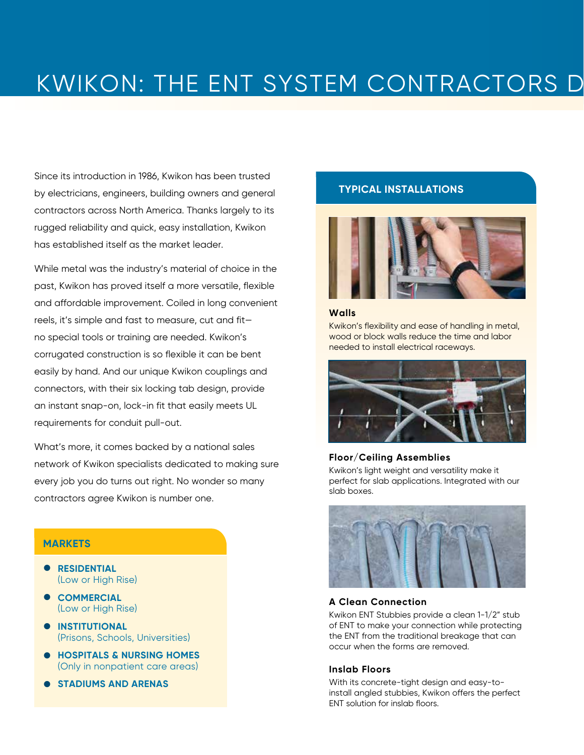# KWIKON: THE ENT SYSTEM CONTRACTORS D

Since its introduction in 1986, Kwikon has been trusted by electricians, engineers, building owners and general contractors across North America. Thanks largely to its rugged reliability and quick, easy installation, Kwikon has established itself as the market leader.

While metal was the industry's material of choice in the past, Kwikon has proved itself a more versatile, flexible and affordable improvement. Coiled in long convenient reels, it's simple and fast to measure, cut and fit—no special tools or training are needed. Kwikon's corrugated construction is so flexible it can be bent easily by hand. And our unique Kwikon couplings and connectors, with their six locking tab design, provide an instant snap-on, lock-in fit that easily meets UL requirements for conduit pull-out.

What's more, it comes backed by a national sales network of Kwikon specialists dedicated to making sure every job you do turns out right. No wonder so many contractors agree Kwikon is number one.

## MARKETS

- **RESIDENTIAL**
  (Low or High Rise)
- **COMMERCIAL**
  (Low or High Rise)
- **INSTITUTIONAL**
  (Prisons, Schools, Universities)
- **HOSPITALS & NURSING HOMES**
  (Only in nonpatient care areas)
- **STADIUMS AND ARENAS**

## TYPICAL INSTALLATIONS

**Walls**

Kwikon's flexibility and ease of handling in metal, wood or block walls reduce the time and labor needed to install electrical raceways.

**Floor/Ceiling Assemblies**

Kwikon's light weight and versatility make it perfect for slab applications. Integrated with our slab boxes.

**A Clean Connection**

Kwikon ENT Stubbies provide a clean 1-1/2" stub of ENT to make your connection while protecting the ENT from the traditional breakage that can occur when the forms are removed.

**Inslab Floors**

With its concrete-tight design and easy-to-install angled stubbies, Kwikon offers the perfect ENT solution for inslab floors.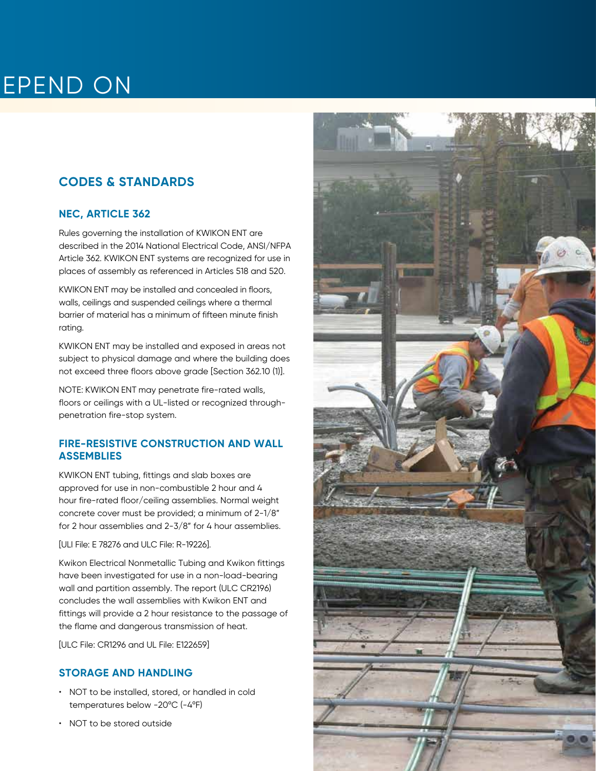# EPEND ON

## CODES & STANDARDS

### NEC, ARTICLE 362

Rules governing the installation of KWIKON ENT are described in the 2014 National Electrical Code, ANSI/NFPA Article 362. KWIKON ENT systems are recognized for use in places of assembly as referenced in Articles 518 and 520.

KWIKON ENT may be installed and concealed in floors, walls, ceilings and suspended ceilings where a thermal barrier of material has a minimum of fifteen minute finish rating.

KWIKON ENT may be installed and exposed in areas not subject to physical damage and where the building does not exceed three floors above grade [Section 362.10 (1)].

NOTE: KWIKON ENT may penetrate fire-rated walls, floors or ceilings with a UL-listed or recognized through-penetration fire-stop system.

### FIRE-RESISTIVE CONSTRUCTION AND WALL ASSEMBLIES

KWIKON ENT tubing, fittings and slab boxes are approved for use in non-combustible 2 hour and 4 hour fire-rated floor/ceiling assemblies. Normal weight concrete cover must be provided; a minimum of 2-1/8" for 2 hour assemblies and 2-3/8" for 4 hour assemblies.

[ULI File: E 78276 and ULC File: R-19226].

Kwikon Electrical Nonmetallic Tubing and Kwikon fittings have been investigated for use in a non-load-bearing wall and partition assembly. The report (ULC CR2196) concludes the wall assemblies with Kwikon ENT and fittings will provide a 2 hour resistance to the passage of the flame and dangerous transmission of heat.

[ULC File: CR1296 and UL File: E122659]

### STORAGE AND HANDLING

- NOT to be installed, stored, or handled in cold temperatures below -20°C (-4°F)
- NOT to be stored outside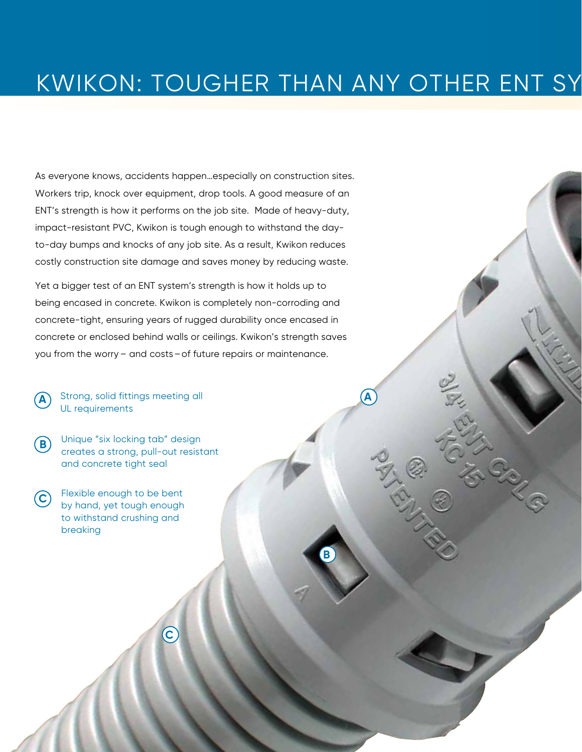# KWIKON: TOUGHER THAN ANY OTHER ENT SY

As everyone knows, accidents happen…especially on construction sites. Workers trip, knock over equipment, drop tools. A good measure of an ENT's strength is how it performs on the job site. Made of heavy-duty, impact-resistant PVC, Kwikon is tough enough to withstand the day-to-day bumps and knocks of any job site. As a result, Kwikon reduces costly construction site damage and saves money by reducing waste.

Yet a bigger test of an ENT system's strength is how it holds up to being encased in concrete. Kwikon is completely non-corroding and concrete-tight, ensuring years of rugged durability once encased in concrete or enclosed behind walls or ceilings. Kwikon's strength saves you from the worry – and costs – of future repairs or maintenance.

- **A** Strong, solid fittings meeting all UL requirements
- **B** Unique "six locking tab" design creates a strong, pull-out resistant and concrete tight seal
- **C** Flexible enough to be bent by hand, yet tough enough to withstand crushing and breaking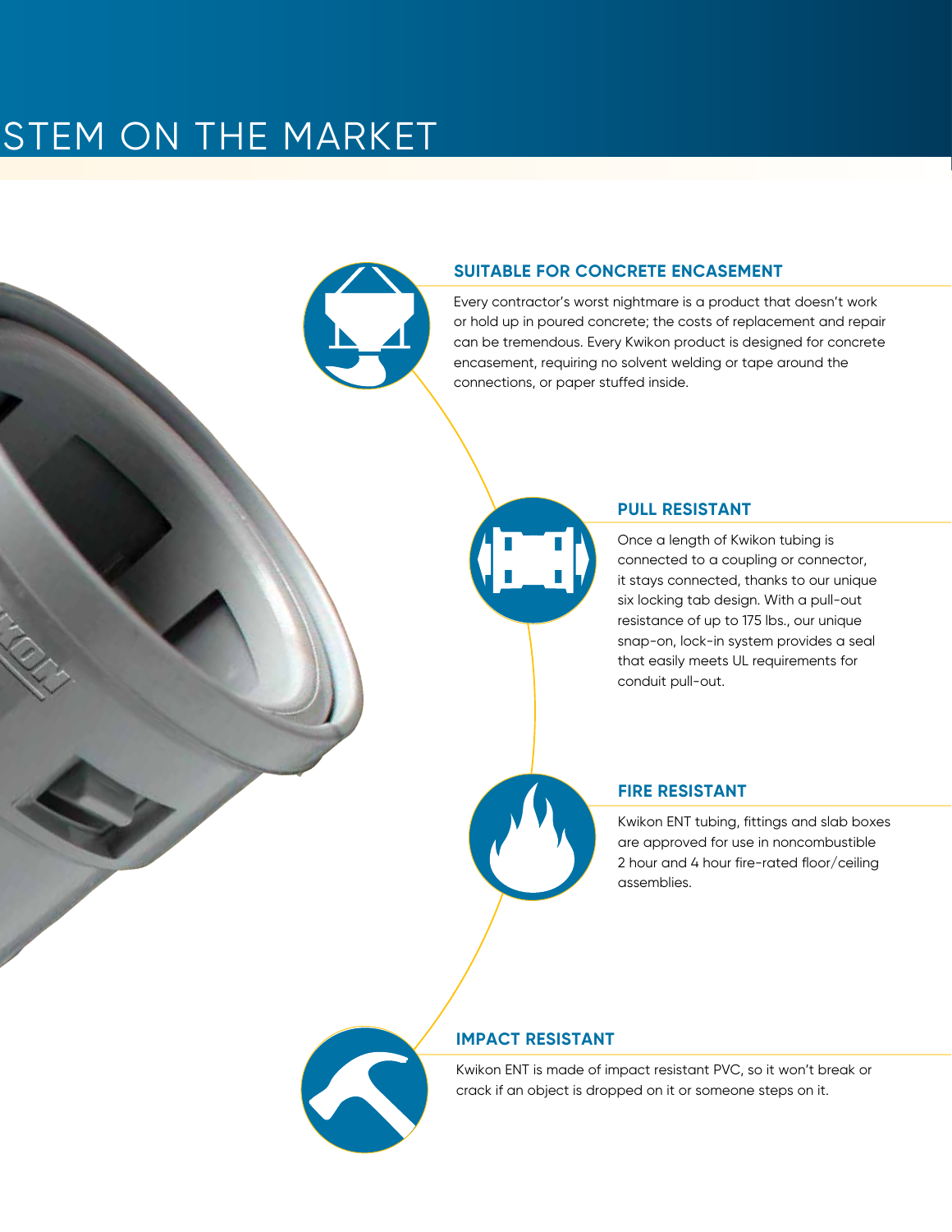# STEM ON THE MARKET

## SUITABLE FOR CONCRETE ENCASEMENT

Every contractor's worst nightmare is a product that doesn't work or hold up in poured concrete; the costs of replacement and repair can be tremendous. Every Kwikon product is designed for concrete encasement, requiring no solvent welding or tape around the connections, or paper stuffed inside.

## PULL RESISTANT

Once a length of Kwikon tubing is connected to a coupling or connector, it stays connected, thanks to our unique six locking tab design. With a pull-out resistance of up to 175 lbs., our unique snap-on, lock-in system provides a seal that easily meets UL requirements for conduit pull-out.

## FIRE RESISTANT

Kwikon ENT tubing, fittings and slab boxes are approved for use in noncombustible 2 hour and 4 hour fire-rated floor/ceiling assemblies.

## IMPACT RESISTANT

Kwikon ENT is made of impact resistant PVC, so it won't break or crack if an object is dropped on it or someone steps on it.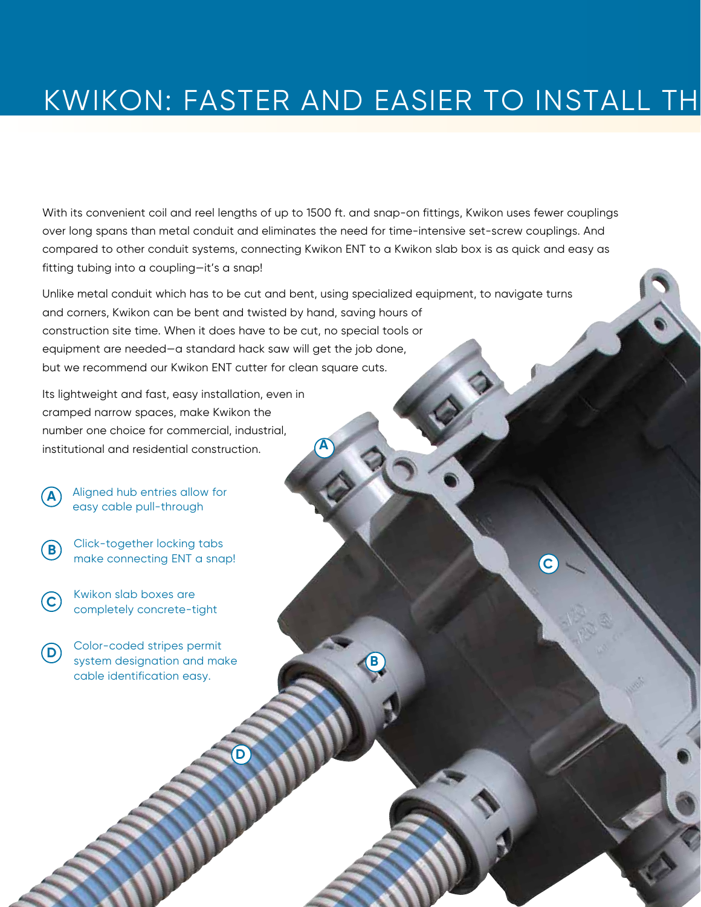# KWIKON: FASTER AND EASIER TO INSTALL TH

With its convenient coil and reel lengths of up to 1500 ft. and snap-on fittings, Kwikon uses fewer couplings over long spans than metal conduit and eliminates the need for time-intensive set-screw couplings. And compared to other conduit systems, connecting Kwikon ENT to a Kwikon slab box is as quick and easy as fitting tubing into a coupling—it's a snap!

Unlike metal conduit which has to be cut and bent, using specialized equipment, to navigate turns and corners, Kwikon can be bent and twisted by hand, saving hours of construction site time. When it does have to be cut, no special tools or equipment are needed—a standard hack saw will get the job done, but we recommend our Kwikon ENT cutter for clean square cuts.

Its lightweight and fast, easy installation, even in cramped narrow spaces, make Kwikon the number one choice for commercial, industrial, institutional and residential construction.

- **A** Aligned hub entries allow for easy cable pull-through
- **B** Click-together locking tabs make connecting ENT a snap!
- **C** Kwikon slab boxes are completely concrete-tight
- **D** Color-coded stripes permit system designation and make cable identification easy.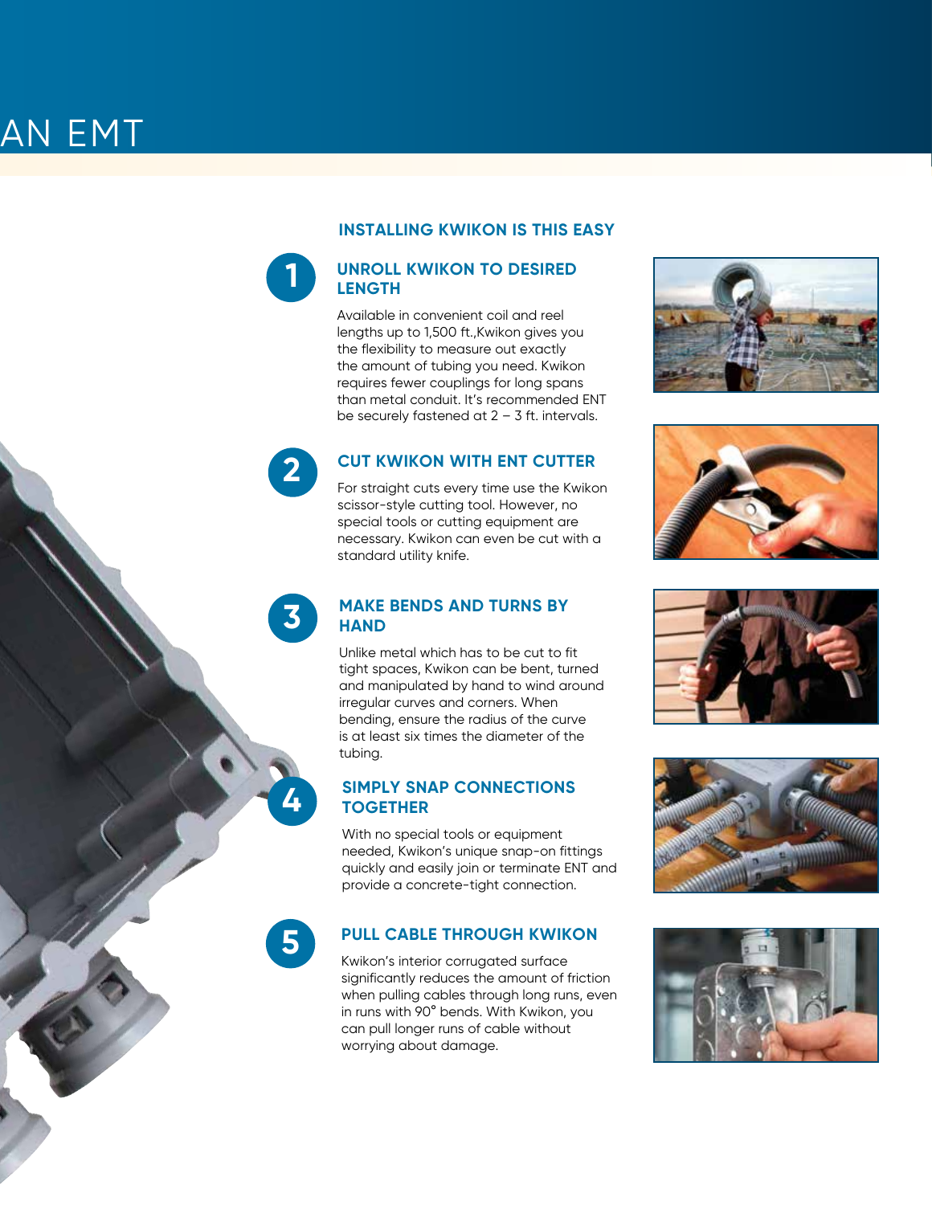AN EMT

## INSTALLING KWIKON IS THIS EASY

### 1 UNROLL KWIKON TO DESIRED LENGTH

Available in convenient coil and reel lengths up to 1,500 ft.,Kwikon gives you the flexibility to measure out exactly the amount of tubing you need. Kwikon requires fewer couplings for long spans than metal conduit. It's recommended ENT be securely fastened at 2 – 3 ft. intervals.

### 2 CUT KWIKON WITH ENT CUTTER

For straight cuts every time use the Kwikon scissor-style cutting tool. However, no special tools or cutting equipment are necessary. Kwikon can even be cut with a standard utility knife.

### 3 MAKE BENDS AND TURNS BY HAND

Unlike metal which has to be cut to fit tight spaces, Kwikon can be bent, turned and manipulated by hand to wind around irregular curves and corners. When bending, ensure the radius of the curve is at least six times the diameter of the tubing.

### 4 SIMPLY SNAP CONNECTIONS TOGETHER

With no special tools or equipment needed, Kwikon's unique snap-on fittings quickly and easily join or terminate ENT and provide a concrete-tight connection.

### 5 PULL CABLE THROUGH KWIKON

Kwikon's interior corrugated surface significantly reduces the amount of friction when pulling cables through long runs, even in runs with 90° bends. With Kwikon, you can pull longer runs of cable without worrying about damage.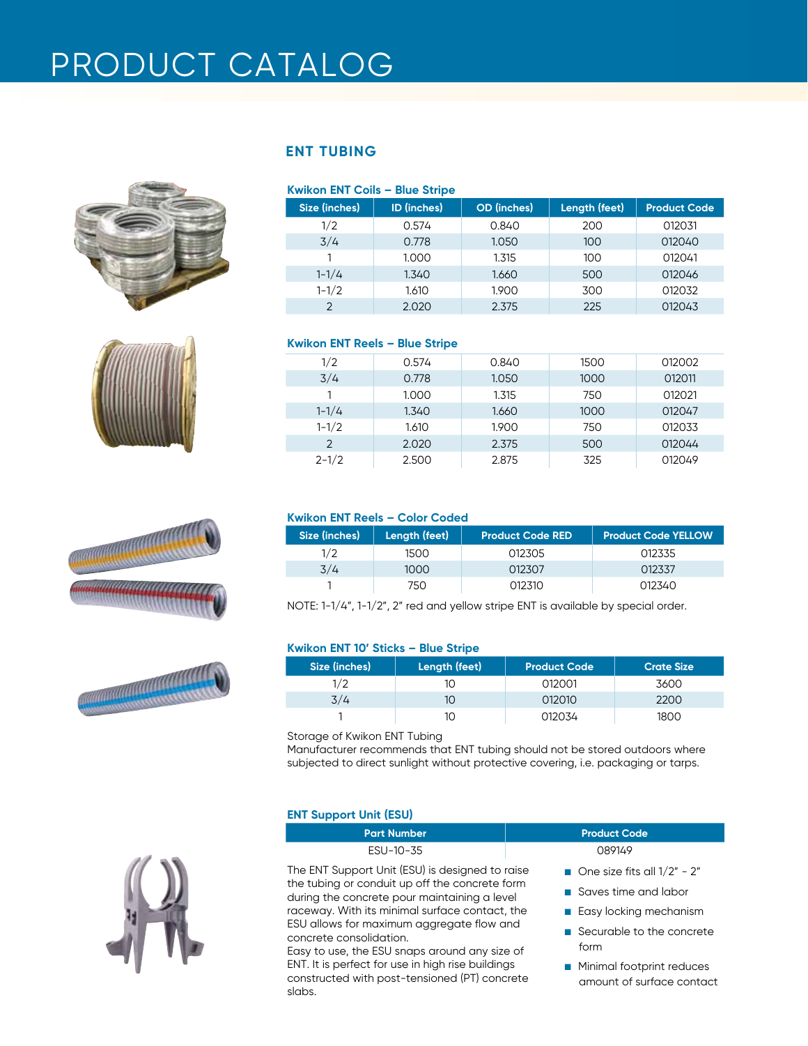// PRODUCT CATALOG

## ENT TUBING

### Kwikon ENT Coils – Blue Stripe

| Size (inches) | ID (inches) | OD (inches) | Length (feet) | Product Code |
|---|---|---|---|---|
| 1/2 | 0.574 | 0.840 | 200 | 012031 |
| 3/4 | 0.778 | 1.050 | 100 | 012040 |
| 1 | 1.000 | 1.315 | 100 | 012041 |
| 1-1/4 | 1.340 | 1.660 | 500 | 012046 |
| 1-1/2 | 1.610 | 1.900 | 300 | 012032 |
| 2 | 2.020 | 2.375 | 225 | 012043 |

### Kwikon ENT Reels – Blue Stripe

| Size (inches) | ID (inches) | OD (inches) | Length (feet) | Product Code |
|---|---|---|---|---|
| 1/2 | 0.574 | 0.840 | 1500 | 012002 |
| 3/4 | 0.778 | 1.050 | 1000 | 012011 |
| 1 | 1.000 | 1.315 | 750 | 012021 |
| 1-1/4 | 1.340 | 1.660 | 1000 | 012047 |
| 1-1/2 | 1.610 | 1.900 | 750 | 012033 |
| 2 | 2.020 | 2.375 | 500 | 012044 |
| 2-1/2 | 2.500 | 2.875 | 325 | 012049 |

### Kwikon ENT Reels – Color Coded

| Size (inches) | Length (feet) | Product Code RED | Product Code YELLOW |
|---|---|---|---|
| 1/2 | 1500 | 012305 | 012335 |
| 3/4 | 1000 | 012307 | 012337 |
| 1 | 750 | 012310 | 012340 |

NOTE: 1-1/4", 1-1/2", 2" red and yellow stripe ENT is available by special order.

### Kwikon ENT 10′ Sticks – Blue Stripe

| Size (inches) | Length (feet) | Product Code | Crate Size |
|---|---|---|---|
| 1/2 | 10 | 012001 | 3600 |
| 3/4 | 10 | 012010 | 2200 |
| 1 | 10 | 012034 | 1800 |

Storage of Kwikon ENT Tubing
Manufacturer recommends that ENT tubing should not be stored outdoors where subjected to direct sunlight without protective covering, i.e. packaging or tarps.

### ENT Support Unit (ESU)

| Part Number | Product Code |
|---|---|
| ESU-10-35 | 089149 |

The ENT Support Unit (ESU) is designed to raise the tubing or conduit up off the concrete form during the concrete pour maintaining a level raceway. With its minimal surface contact, the ESU allows for maximum aggregate flow and concrete consolidation.
Easy to use, the ESU snaps around any size of ENT. It is perfect for use in high rise buildings constructed with post-tensioned (PT) concrete slabs.

- One size fits all 1/2" - 2"
- Saves time and labor
- Easy locking mechanism
- Securable to the concrete form
- Minimal footprint reduces amount of surface contact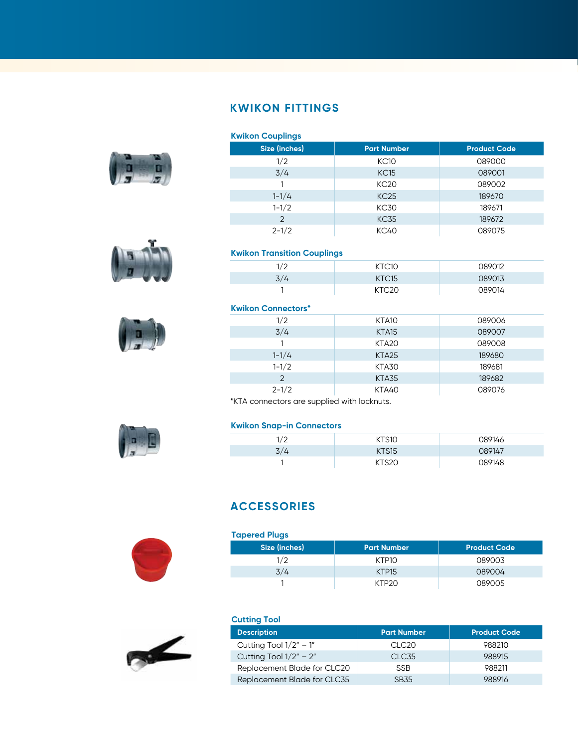# KWIKON FITTINGS

### Kwikon Couplings

| Size (inches) | Part Number | Product Code |
|---|---|---|
| 1/2 | KC10 | 089000 |
| 3/4 | KC15 | 089001 |
| 1 | KC20 | 089002 |
| 1-1/4 | KC25 | 189670 |
| 1-1/2 | KC30 | 189671 |
| 2 | KC35 | 189672 |
| 2-1/2 | KC40 | 089075 |

### Kwikon Transition Couplings

| Size (inches) | Part Number | Product Code |
|---|---|---|
| 1/2 | KTC10 | 089012 |
| 3/4 | KTC15 | 089013 |
| 1 | KTC20 | 089014 |

### Kwikon Connectors*

| Size (inches) | Part Number | Product Code |
|---|---|---|
| 1/2 | KTA10 | 089006 |
| 3/4 | KTA15 | 089007 |
| 1 | KTA20 | 089008 |
| 1-1/4 | KTA25 | 189680 |
| 1-1/2 | KTA30 | 189681 |
| 2 | KTA35 | 189682 |
| 2-1/2 | KTA40 | 089076 |

*KTA connectors are supplied with locknuts.

### Kwikon Snap-in Connectors

| Size (inches) | Part Number | Product Code |
|---|---|---|
| 1/2 | KTS10 | 089146 |
| 3/4 | KTS15 | 089147 |
| 1 | KTS20 | 089148 |

# ACCESSORIES

### Tapered Plugs

| Size (inches) | Part Number | Product Code |
|---|---|---|
| 1/2 | KTP10 | 089003 |
| 3/4 | KTP15 | 089004 |
| 1 | KTP20 | 089005 |

### Cutting Tool

| Description | Part Number | Product Code |
|---|---|---|
| Cutting Tool 1/2" – 1" | CLC20 | 988210 |
| Cutting Tool 1/2" – 2" | CLC35 | 988915 |
| Replacement Blade for CLC20 | SSB | 988211 |
| Replacement Blade for CLC35 | SB35 | 988916 |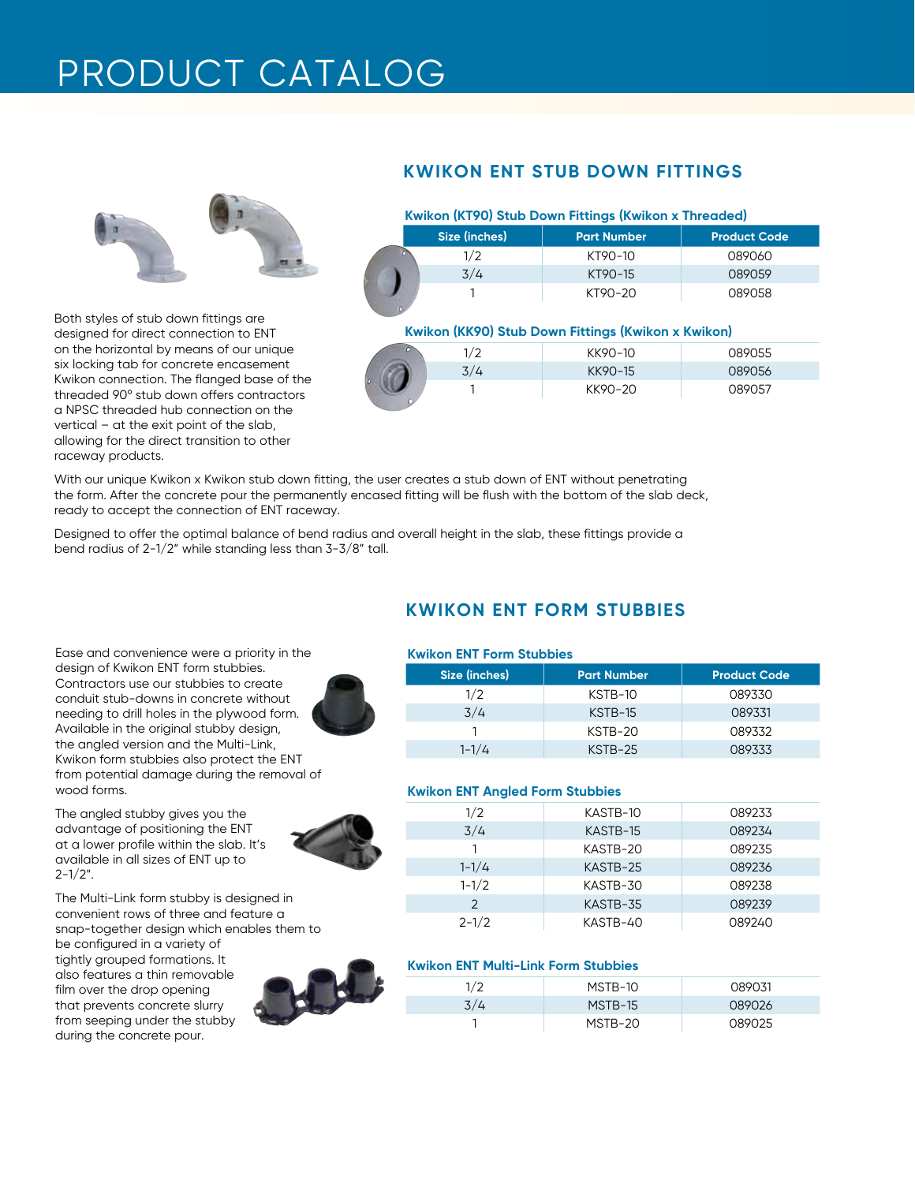# PRODUCT CATALOG

## KWIKON ENT STUB DOWN FITTINGS

### Kwikon (KT90) Stub Down Fittings (Kwikon x Threaded)

| Size (inches) | Part Number | Product Code |
|---|---|---|
| 1/2 | KT90-10 | 089060 |
| 3/4 | KT90-15 | 089059 |
| 1 | KT90-20 | 089058 |

### Kwikon (KK90) Stub Down Fittings (Kwikon x Kwikon)

| Size (inches) | Part Number | Product Code |
|---|---|---|
| 1/2 | KK90-10 | 089055 |
| 3/4 | KK90-15 | 089056 |
| 1 | KK90-20 | 089057 |

Both styles of stub down fittings are designed for direct connection to ENT on the horizontal by means of our unique six locking tab for concrete encasement Kwikon connection. The flanged base of the threaded 90° stub down offers contractors a NPSC threaded hub connection on the vertical – at the exit point of the slab, allowing for the direct transition to other raceway products.

With our unique Kwikon x Kwikon stub down fitting, the user creates a stub down of ENT without penetrating the form. After the concrete pour the permanently encased fitting will be flush with the bottom of the slab deck, ready to accept the connection of ENT raceway.

Designed to offer the optimal balance of bend radius and overall height in the slab, these fittings provide a bend radius of 2-1/2" while standing less than 3-3/8" tall.

## KWIKON ENT FORM STUBBIES

Ease and convenience were a priority in the design of Kwikon ENT form stubbies. Contractors use our stubbies to create conduit stub-downs in concrete without needing to drill holes in the plywood form. Available in the original stubby design, the angled version and the Multi-Link, Kwikon form stubbies also protect the ENT from potential damage during the removal of wood forms.

The angled stubby gives you the advantage of positioning the ENT at a lower profile within the slab. It's available in all sizes of ENT up to 2-1/2".

The Multi-Link form stubby is designed in convenient rows of three and feature a snap-together design which enables them to be configured in a variety of tightly grouped formations. It also features a thin removable film over the drop opening that prevents concrete slurry from seeping under the stubby during the concrete pour.

### Kwikon ENT Form Stubbies

| Size (inches) | Part Number | Product Code |
|---|---|---|
| 1/2 | KSTB-10 | 089330 |
| 3/4 | KSTB-15 | 089331 |
| 1 | KSTB-20 | 089332 |
| 1-1/4 | KSTB-25 | 089333 |

### Kwikon ENT Angled Form Stubbies

| Size (inches) | Part Number | Product Code |
|---|---|---|
| 1/2 | KASTB-10 | 089233 |
| 3/4 | KASTB-15 | 089234 |
| 1 | KASTB-20 | 089235 |
| 1-1/4 | KASTB-25 | 089236 |
| 1-1/2 | KASTB-30 | 089238 |
| 2 | KASTB-35 | 089239 |
| 2-1/2 | KASTB-40 | 089240 |

### Kwikon ENT Multi-Link Form Stubbies

| Size (inches) | Part Number | Product Code |
|---|---|---|
| 1/2 | MSTB-10 | 089031 |
| 3/4 | MSTB-15 | 089026 |
| 1 | MSTB-20 | 089025 |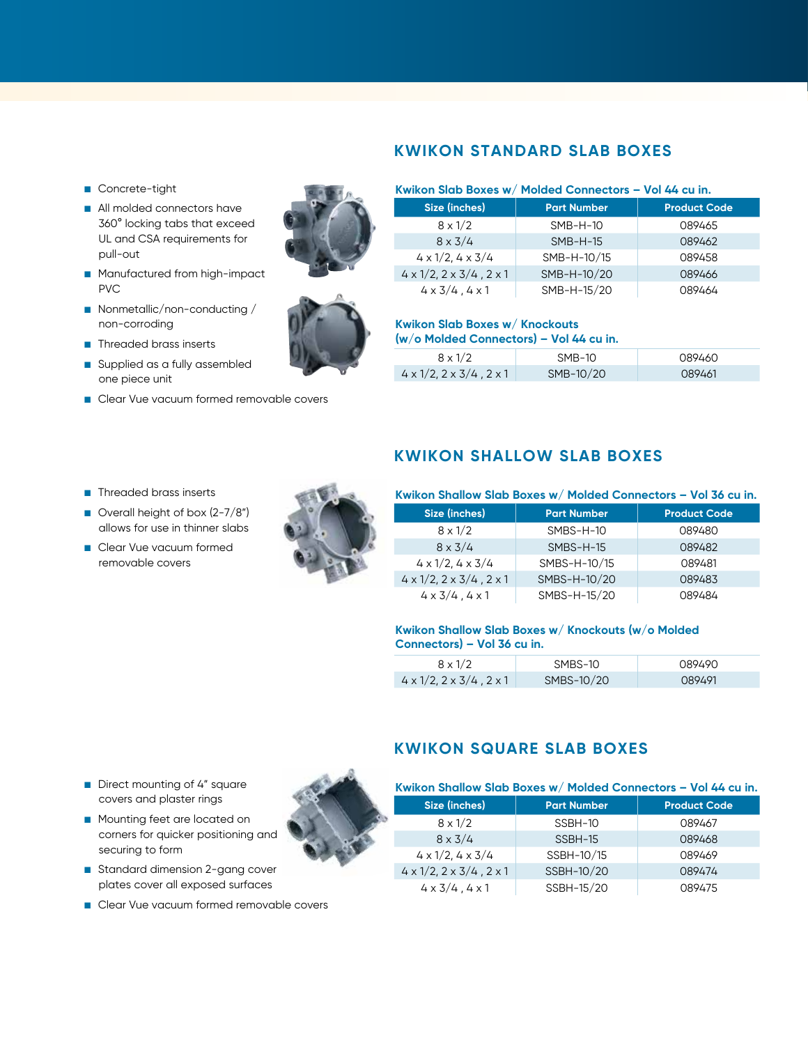## KWIKON STANDARD SLAB BOXES

- Concrete-tight
- All molded connectors have 360° locking tabs that exceed UL and CSA requirements for pull-out
- Manufactured from high-impact PVC
- Nonmetallic/non-conducting / non-corroding
- Threaded brass inserts
- Supplied as a fully assembled one piece unit
- Clear Vue vacuum formed removable covers

### Kwikon Slab Boxes w/ Molded Connectors – Vol 44 cu in.

| Size (inches) | Part Number | Product Code |
|---|---|---|
| 8 x 1/2 | SMB-H-10 | 089465 |
| 8 x 3/4 | SMB-H-15 | 089462 |
| 4 x 1/2, 4 x 3/4 | SMB-H-10/15 | 089458 |
| 4 x 1/2, 2 x 3/4 , 2 x 1 | SMB-H-10/20 | 089466 |
| 4 x 3/4 , 4 x 1 | SMB-H-15/20 | 089464 |

### Kwikon Slab Boxes w/ Knockouts (w/o Molded Connectors) – Vol 44 cu in.

| Size (inches) | Part Number | Product Code |
|---|---|---|
| 8 x 1/2 | SMB-10 | 089460 |
| 4 x 1/2, 2 x 3/4 , 2 x 1 | SMB-10/20 | 089461 |

## KWIKON SHALLOW SLAB BOXES

- Threaded brass inserts
- Overall height of box (2-7/8") allows for use in thinner slabs
- Clear Vue vacuum formed removable covers

### Kwikon Shallow Slab Boxes w/ Molded Connectors – Vol 36 cu in.

| Size (inches) | Part Number | Product Code |
|---|---|---|
| 8 x 1/2 | SMBS-H-10 | 089480 |
| 8 x 3/4 | SMBS-H-15 | 089482 |
| 4 x 1/2, 4 x 3/4 | SMBS-H-10/15 | 089481 |
| 4 x 1/2, 2 x 3/4 , 2 x 1 | SMBS-H-10/20 | 089483 |
| 4 x 3/4 , 4 x 1 | SMBS-H-15/20 | 089484 |

### Kwikon Shallow Slab Boxes w/ Knockouts (w/o Molded Connectors) – Vol 36 cu in.

| Size (inches) | Part Number | Product Code |
|---|---|---|
| 8 x 1/2 | SMBS-10 | 089490 |
| 4 x 1/2, 2 x 3/4 , 2 x 1 | SMBS-10/20 | 089491 |

## KWIKON SQUARE SLAB BOXES

- Direct mounting of 4" square covers and plaster rings
- Mounting feet are located on corners for quicker positioning and securing to form
- Standard dimension 2-gang cover plates cover all exposed surfaces
- Clear Vue vacuum formed removable covers

### Kwikon Shallow Slab Boxes w/ Molded Connectors – Vol 44 cu in.

| Size (inches) | Part Number | Product Code |
|---|---|---|
| 8 x 1/2 | SSBH-10 | 089467 |
| 8 x 3/4 | SSBH-15 | 089468 |
| 4 x 1/2, 4 x 3/4 | SSBH-10/15 | 089469 |
| 4 x 1/2, 2 x 3/4 , 2 x 1 | SSBH-10/20 | 089474 |
| 4 x 3/4 , 4 x 1 | SSBH-15/20 | 089475 |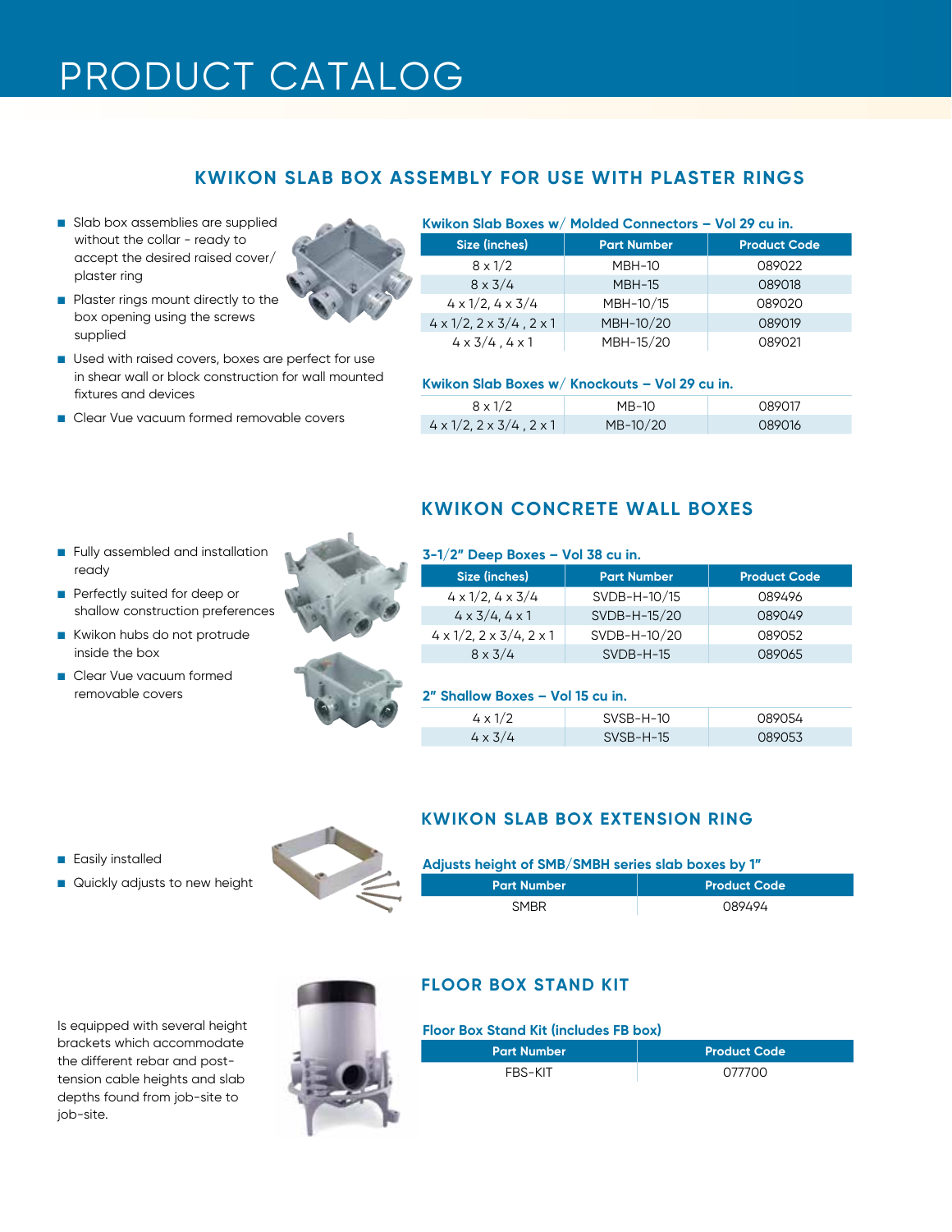# PRODUCT CATALOG

## KWIKON SLAB BOX ASSEMBLY FOR USE WITH PLASTER RINGS

- Slab box assemblies are supplied without the collar - ready to accept the desired raised cover/ plaster ring
- Plaster rings mount directly to the box opening using the screws supplied
- Used with raised covers, boxes are perfect for use in shear wall or block construction for wall mounted fixtures and devices
- Clear Vue vacuum formed removable covers

### Kwikon Slab Boxes w/ Molded Connectors – Vol 29 cu in.

| Size (inches) | Part Number | Product Code |
|---|---|---|
| 8 x 1/2 | MBH-10 | 089022 |
| 8 x 3/4 | MBH-15 | 089018 |
| 4 x 1/2, 4 x 3/4 | MBH-10/15 | 089020 |
| 4 x 1/2, 2 x 3/4 , 2 x 1 | MBH-10/20 | 089019 |
| 4 x 3/4 , 4 x 1 | MBH-15/20 | 089021 |

### Kwikon Slab Boxes w/ Knockouts – Vol 29 cu in.

| Size (inches) | Part Number | Product Code |
|---|---|---|
| 8 x 1/2 | MB-10 | 089017 |
| 4 x 1/2, 2 x 3/4 , 2 x 1 | MB-10/20 | 089016 |

## KWIKON CONCRETE WALL BOXES

- Fully assembled and installation ready
- Perfectly suited for deep or shallow construction preferences
- Kwikon hubs do not protrude inside the box
- Clear Vue vacuum formed removable covers

### 3-1/2" Deep Boxes – Vol 38 cu in.

| Size (inches) | Part Number | Product Code |
|---|---|---|
| 4 x 1/2, 4 x 3/4 | SVDB-H-10/15 | 089496 |
| 4 x 3/4, 4 x 1 | SVDB-H-15/20 | 089049 |
| 4 x 1/2, 2 x 3/4, 2 x 1 | SVDB-H-10/20 | 089052 |
| 8 x 3/4 | SVDB-H-15 | 089065 |

### 2" Shallow Boxes – Vol 15 cu in.

| Size (inches) | Part Number | Product Code |
|---|---|---|
| 4 x 1/2 | SVSB-H-10 | 089054 |
| 4 x 3/4 | SVSB-H-15 | 089053 |

## KWIKON SLAB BOX EXTENSION RING

- Easily installed
- Quickly adjusts to new height

### Adjusts height of SMB/SMBH series slab boxes by 1"

| Part Number | Product Code |
|---|---|
| SMBR | 089494 |

## FLOOR BOX STAND KIT

Is equipped with several height brackets which accommodate the different rebar and post-tension cable heights and slab depths found from job-site to job-site.

### Floor Box Stand Kit (includes FB box)

| Part Number | Product Code |
|---|---|
| FBS-KIT | 077700 |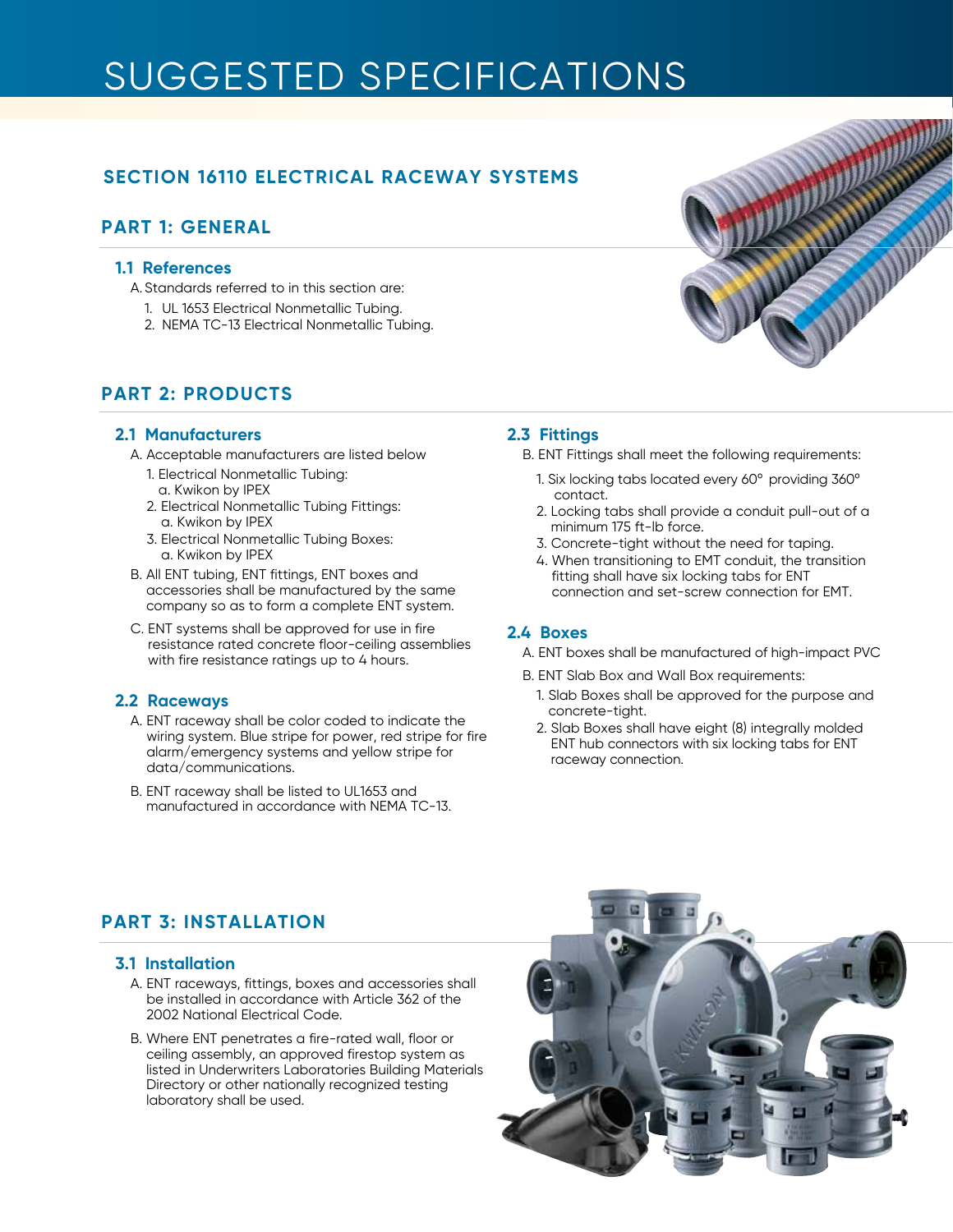# SUGGESTED SPECIFICATIONS

## SECTION 16110 ELECTRICAL RACEWAY SYSTEMS

## PART 1: GENERAL

### 1.1 References

A. Standards referred to in this section are:

1. UL 1653 Electrical Nonmetallic Tubing.
2. NEMA TC-13 Electrical Nonmetallic Tubing.

## PART 2: PRODUCTS

### 2.1 Manufacturers

A. Acceptable manufacturers are listed below

1. Electrical Nonmetallic Tubing:
   a. Kwikon by IPEX
2. Electrical Nonmetallic Tubing Fittings:
   a. Kwikon by IPEX
3. Electrical Nonmetallic Tubing Boxes:
   a. Kwikon by IPEX

B. All ENT tubing, ENT fittings, ENT boxes and accessories shall be manufactured by the same company so as to form a complete ENT system.

C. ENT systems shall be approved for use in fire resistance rated concrete floor-ceiling assemblies with fire resistance ratings up to 4 hours.

### 2.2 Raceways

A. ENT raceway shall be color coded to indicate the wiring system. Blue stripe for power, red stripe for fire alarm/emergency systems and yellow stripe for data/communications.

B. ENT raceway shall be listed to UL1653 and manufactured in accordance with NEMA TC-13.

### 2.3 Fittings

B. ENT Fittings shall meet the following requirements:

1. Six locking tabs located every 60° providing 360° contact.
2. Locking tabs shall provide a conduit pull-out of a minimum 175 ft-lb force.
3. Concrete-tight without the need for taping.
4. When transitioning to EMT conduit, the transition fitting shall have six locking tabs for ENT connection and set-screw connection for EMT.

### 2.4 Boxes

A. ENT boxes shall be manufactured of high-impact PVC

B. ENT Slab Box and Wall Box requirements:

1. Slab Boxes shall be approved for the purpose and concrete-tight.
2. Slab Boxes shall have eight (8) integrally molded ENT hub connectors with six locking tabs for ENT raceway connection.

## PART 3: INSTALLATION

### 3.1 Installation

A. ENT raceways, fittings, boxes and accessories shall be installed in accordance with Article 362 of the 2002 National Electrical Code.

B. Where ENT penetrates a fire-rated wall, floor or ceiling assembly, an approved firestop system as listed in Underwriters Laboratories Building Materials Directory or other nationally recognized testing laboratory shall be used.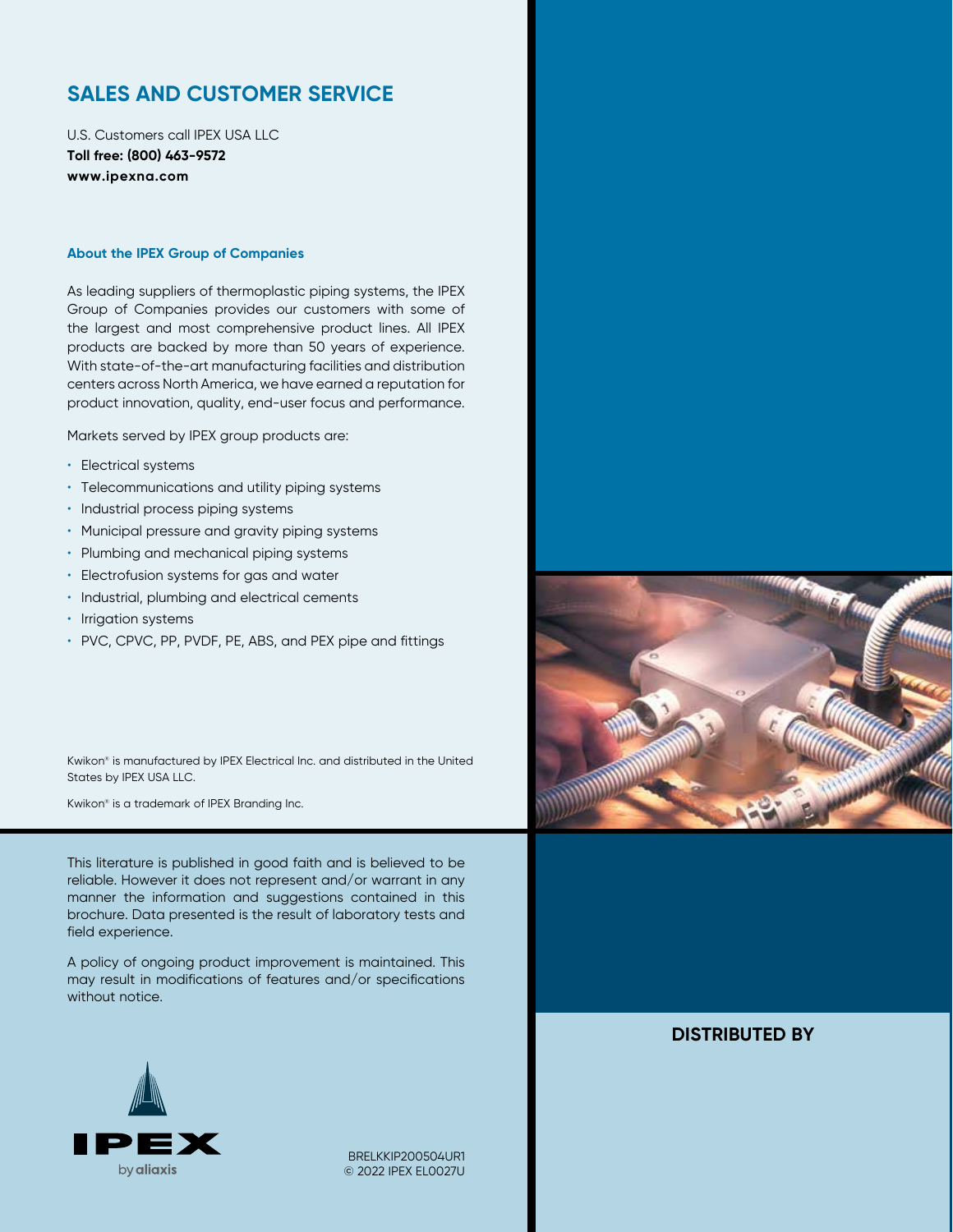## SALES AND CUSTOMER SERVICE

U.S. Customers call IPEX USA LLC
**Toll free: (800) 463-9572**
**www.ipexna.com**

### About the IPEX Group of Companies

As leading suppliers of thermoplastic piping systems, the IPEX Group of Companies provides our customers with some of the largest and most comprehensive product lines. All IPEX products are backed by more than 50 years of experience. With state-of-the-art manufacturing facilities and distribution centers across North America, we have earned a reputation for product innovation, quality, end-user focus and performance.

Markets served by IPEX group products are:

- Electrical systems
- Telecommunications and utility piping systems
- Industrial process piping systems
- Municipal pressure and gravity piping systems
- Plumbing and mechanical piping systems
- Electrofusion systems for gas and water
- Industrial, plumbing and electrical cements
- Irrigation systems
- PVC, CPVC, PP, PVDF, PE, ABS, and PEX pipe and fittings

Kwikon® is manufactured by IPEX Electrical Inc. and distributed in the United States by IPEX USA LLC.

Kwikon® is a trademark of IPEX Branding Inc.

This literature is published in good faith and is believed to be reliable. However it does not represent and/or warrant in any manner the information and suggestions contained in this brochure. Data presented is the result of laboratory tests and field experience.

A policy of ongoing product improvement is maintained. This may result in modifications of features and/or specifications without notice.

IPEX by aliaxis

BRELKKIP200504UR1
© 2022 IPEX EL0027U

**DISTRIBUTED BY**